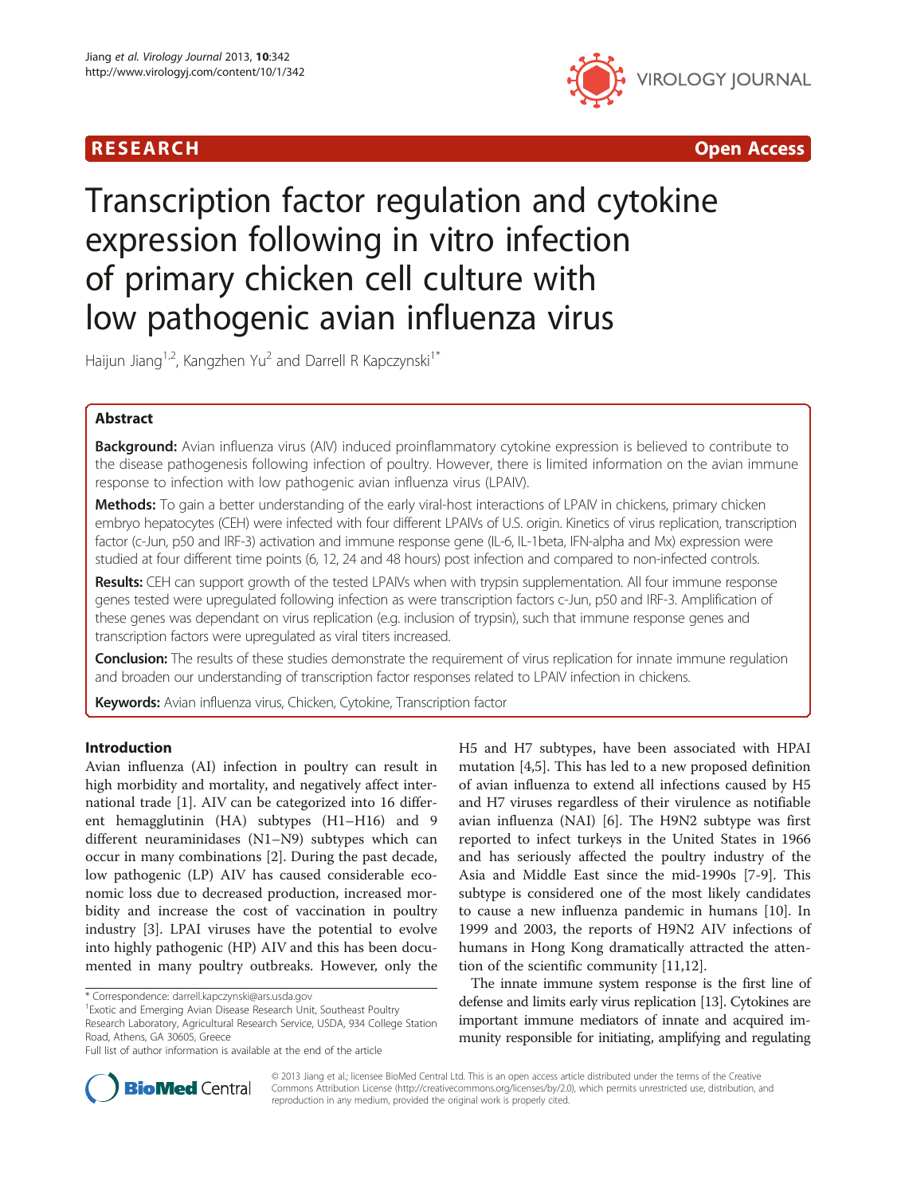**RESEARCH** **Open Access**

# Transcription factor regulation and cytokine expression following in vitro infection of primary chicken cell culture with low pathogenic avian influenza virus

Haijun Jiang[1,2], Kangzhen Yu[2] and Darrell R Kapczynski[1*]

## Abstract

**Background:** Avian influenza virus (AIV) induced proinflammatory cytokine expression is believed to contribute to the disease pathogenesis following infection of poultry. However, there is limited information on the avian immune response to infection with low pathogenic avian influenza virus (LPAIV).

**Methods:** To gain a better understanding of the early viral-host interactions of LPAIV in chickens, primary chicken embryo hepatocytes (CEH) were infected with four different LPAIVs of U.S. origin. Kinetics of virus replication, transcription factor (c-Jun, p50 and IRF-3) activation and immune response gene (IL-6, IL-1beta, IFN-alpha and Mx) expression were studied at four different time points (6, 12, 24 and 48 hours) post infection and compared to non-infected controls.

**Results:** CEH can support growth of the tested LPAIVs when with trypsin supplementation. All four immune response genes tested were upregulated following infection as were transcription factors c-Jun, p50 and IRF-3. Amplification of these genes was dependant on virus replication (e.g. inclusion of trypsin), such that immune response genes and transcription factors were upregulated as viral titers increased.

**Conclusion:** The results of these studies demonstrate the requirement of virus replication for innate immune regulation and broaden our understanding of transcription factor responses related to LPAIV infection in chickens.

**Keywords:** Avian influenza virus, Chicken, Cytokine, Transcription factor

## Introduction

Avian influenza (AI) infection in poultry can result in high morbidity and mortality, and negatively affect international trade [1]. AIV can be categorized into 16 different hemagglutinin (HA) subtypes (H1–H16) and 9 different neuraminidases (N1–N9) subtypes which can occur in many combinations [2]. During the past decade, low pathogenic (LP) AIV has caused considerable economic loss due to decreased production, increased morbidity and increase the cost of vaccination in poultry industry [3]. LPAI viruses have the potential to evolve into highly pathogenic (HP) AIV and this has been documented in many poultry outbreaks. However, only the H5 and H7 subtypes, have been associated with HPAI mutation [4,5]. This has led to a new proposed definition of avian influenza to extend all infections caused by H5 and H7 viruses regardless of their virulence as notifiable avian influenza (NAI) [6]. The H9N2 subtype was first reported to infect turkeys in the United States in 1966 and has seriously affected the poultry industry of the Asia and Middle East since the mid-1990s [7-9]. This subtype is considered one of the most likely candidates to cause a new influenza pandemic in humans [10]. In 1999 and 2003, the reports of H9N2 AIV infections of humans in Hong Kong dramatically attracted the attention of the scientific community [11,12].

The innate immune system response is the first line of defense and limits early virus replication [13]. Cytokines are important immune mediators of innate and acquired immunity responsible for initiating, amplifying and regulating

\* Correspondence: darrell.kapczynski@ars.usda.gov
[1]Exotic and Emerging Avian Disease Research Unit, Southeast Poultry Research Laboratory, Agricultural Research Service, USDA, 934 College Station Road, Athens, GA 30605, Greece
Full list of author information is available at the end of the article

© 2013 Jiang et al.; licensee BioMed Central Ltd. This is an open access article distributed under the terms of the Creative Commons Attribution License (http://creativecommons.org/licenses/by/2.0), which permits unrestricted use, distribution, and reproduction in any medium, provided the original work is properly cited.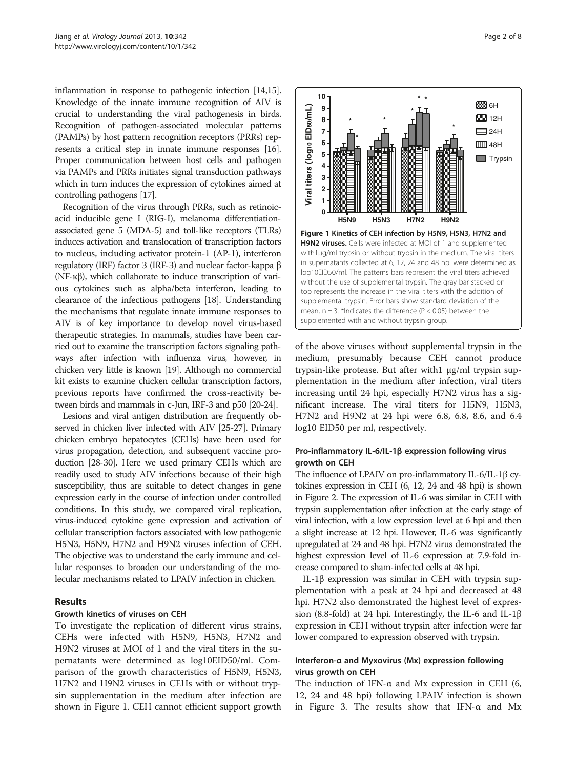inflammation in response to pathogenic infection [14,15]. Knowledge of the innate immune recognition of AIV is crucial to understanding the viral pathogenesis in birds. Recognition of pathogen-associated molecular patterns (PAMPs) by host pattern recognition receptors (PRRs) represents a critical step in innate immune responses [16]. Proper communication between host cells and pathogen via PAMPs and PRRs initiates signal transduction pathways which in turn induces the expression of cytokines aimed at controlling pathogens [17].

Recognition of the virus through PRRs, such as retinoic-acid inducible gene I (RIG-I), melanoma differentiation-associated gene 5 (MDA-5) and toll-like receptors (TLRs) induces activation and translocation of transcription factors to nucleus, including activator protein-1 (AP-1), interferon regulatory (IRF) factor 3 (IRF-3) and nuclear factor-kappa β (NF-κβ), which collaborate to induce transcription of various cytokines such as alpha/beta interferon, leading to clearance of the infectious pathogens [18]. Understanding the mechanisms that regulate innate immune responses to AIV is of key importance to develop novel virus-based therapeutic strategies. In mammals, studies have been carried out to examine the transcription factors signaling pathways after infection with influenza virus, however, in chicken very little is known [19]. Although no commercial kit exists to examine chicken cellular transcription factors, previous reports have confirmed the cross-reactivity between birds and mammals in c-Jun, IRF-3 and p50 [20-24].

Lesions and viral antigen distribution are frequently observed in chicken liver infected with AIV [25-27]. Primary chicken embryo hepatocytes (CEHs) have been used for virus propagation, detection, and subsequent vaccine production [28-30]. Here we used primary CEHs which are readily used to study AIV infections because of their high susceptibility, thus are suitable to detect changes in gene expression early in the course of infection under controlled conditions. In this study, we compared viral replication, virus-induced cytokine gene expression and activation of cellular transcription factors associated with low pathogenic H5N3, H5N9, H7N2 and H9N2 viruses infection of CEH. The objective was to understand the early immune and cellular responses to broaden our understanding of the molecular mechanisms related to LPAIV infection in chicken.

## Results

### Growth kinetics of viruses on CEH

To investigate the replication of different virus strains, CEHs were infected with H5N9, H5N3, H7N2 and H9N2 viruses at MOI of 1 and the viral titers in the supernatants were determined as log10EID50/ml. Comparison of the growth characteristics of H5N9, H5N3, H7N2 and H9N2 viruses in CEHs with or without trypsin supplementation in the medium after infection are shown in Figure 1. CEH cannot efficient support growth of the above viruses without supplemental trypsin in the medium, presumably because CEH cannot produce trypsin-like protease. But after with1 μg/ml trypsin supplementation in the medium after infection, viral titers increasing until 24 hpi, especially H7N2 virus has a significant increase. The viral titers for H5N9, H5N3, H7N2 and H9N2 at 24 hpi were 6.8, 6.8, 8.6, and 6.4 log10 EID50 per ml, respectively.

**Figure 1 Kinetics of CEH infection by H5N9, H5N3, H7N2 and H9N2 viruses.** Cells were infected at MOI of 1 and supplemented with1μg/ml trypsin or without trypsin in the medium. The viral titers in supernatants collected at 6, 12, 24 and 48 hpi were determined as log10EID50/ml. The patterns bars represent the viral titers achieved without the use of supplemental trypsin. The gray bar stacked on top represents the increase in the viral titers with the addition of supplemental trypsin. Error bars show standard deviation of the mean, n = 3. *Indicates the difference ($P < 0.05$) between the supplemented with and without trypsin group.

### Pro-inflammatory IL-6/IL-1β expression following virus growth on CEH

The influence of LPAIV on pro-inflammatory IL-6/IL-1β cytokines expression in CEH (6, 12, 24 and 48 hpi) is shown in Figure 2. The expression of IL-6 was similar in CEH with trypsin supplementation after infection at the early stage of viral infection, with a low expression level at 6 hpi and then a slight increase at 12 hpi. However, IL-6 was significantly upregulated at 24 and 48 hpi. H7N2 virus demonstrated the highest expression level of IL-6 expression at 7.9-fold increase compared to sham-infected cells at 48 hpi.

IL-1β expression was similar in CEH with trypsin supplementation with a peak at 24 hpi and decreased at 48 hpi. H7N2 also demonstrated the highest level of expression (8.8-fold) at 24 hpi. Interestingly, the IL-6 and IL-1β expression in CEH without trypsin after infection were far lower compared to expression observed with trypsin.

### Interferon-α and Myxovirus (Mx) expression following virus growth on CEH

The induction of IFN-α and Mx expression in CEH (6, 12, 24 and 48 hpi) following LPAIV infection is shown in Figure 3. The results show that IFN-α and Mx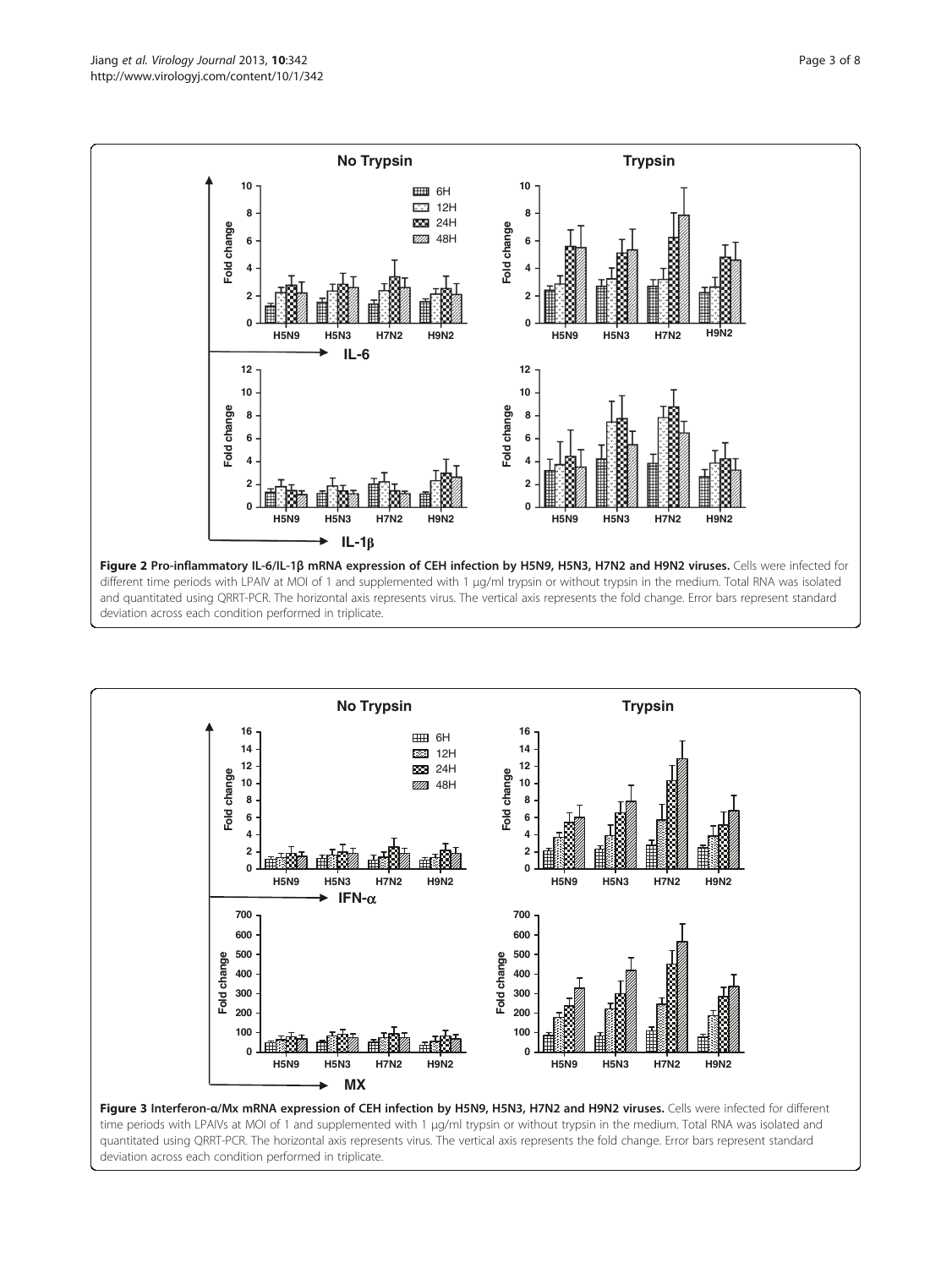**Figure 2 Pro-inflammatory IL-6/IL-1β mRNA expression of CEH infection by H5N9, H5N3, H7N2 and H9N2 viruses.** Cells were infected for different time periods with LPAIV at MOI of 1 and supplemented with 1 μg/ml trypsin or without trypsin in the medium. Total RNA was isolated and quantitated using QRRT-PCR. The horizontal axis represents virus. The vertical axis represents the fold change. Error bars represent standard deviation across each condition performed in triplicate.

**Figure 3 Interferon-α/Mx mRNA expression of CEH infection by H5N9, H5N3, H7N2 and H9N2 viruses.** Cells were infected for different time periods with LPAIVs at MOI of 1 and supplemented with 1 μg/ml trypsin or without trypsin in the medium. Total RNA was isolated and quantitated using QRRT-PCR. The horizontal axis represents virus. The vertical axis represents the fold change. Error bars represent standard deviation across each condition performed in triplicate.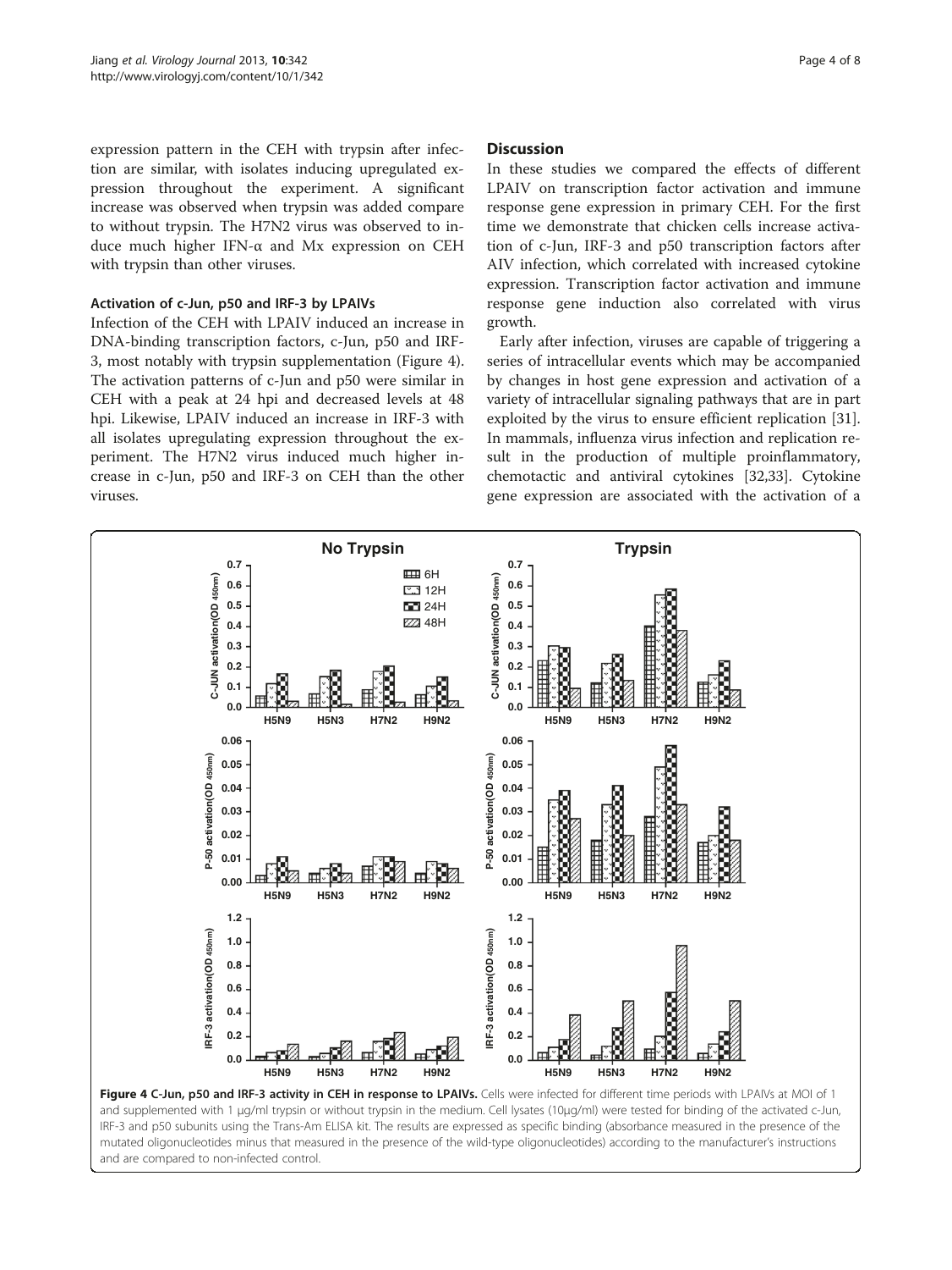expression pattern in the CEH with trypsin after infection are similar, with isolates inducing upregulated expression throughout the experiment. A significant increase was observed when trypsin was added compare to without trypsin. The H7N2 virus was observed to induce much higher IFN-α and Mx expression on CEH with trypsin than other viruses.

### Activation of c-Jun, p50 and IRF-3 by LPAIVs

Infection of the CEH with LPAIV induced an increase in DNA-binding transcription factors, c-Jun, p50 and IRF-3, most notably with trypsin supplementation (Figure 4). The activation patterns of c-Jun and p50 were similar in CEH with a peak at 24 hpi and decreased levels at 48 hpi. Likewise, LPAIV induced an increase in IRF-3 with all isolates upregulating expression throughout the experiment. The H7N2 virus induced much higher increase in c-Jun, p50 and IRF-3 on CEH than the other viruses.

## Discussion

In these studies we compared the effects of different LPAIV on transcription factor activation and immune response gene expression in primary CEH. For the first time we demonstrate that chicken cells increase activation of c-Jun, IRF-3 and p50 transcription factors after AIV infection, which correlated with increased cytokine expression. Transcription factor activation and immune response gene induction also correlated with virus growth.

Early after infection, viruses are capable of triggering a series of intracellular events which may be accompanied by changes in host gene expression and activation of a variety of intracellular signaling pathways that are in part exploited by the virus to ensure efficient replication [31]. In mammals, influenza virus infection and replication result in the production of multiple proinflammatory, chemotactic and antiviral cytokines [32,33]. Cytokine gene expression are associated with the activation of a

**Figure 4 C-Jun, p50 and IRF-3 activity in CEH in response to LPAIVs.** Cells were infected for different time periods with LPAIVs at MOI of 1 and supplemented with 1 μg/ml trypsin or without trypsin in the medium. Cell lysates (10μg/ml) were tested for binding of the activated c-Jun, IRF-3 and p50 subunits using the Trans-Am ELISA kit. The results are expressed as specific binding (absorbance measured in the presence of the mutated oligonucleotides minus that measured in the presence of the wild-type oligonucleotides) according to the manufacturer's instructions and are compared to non-infected control.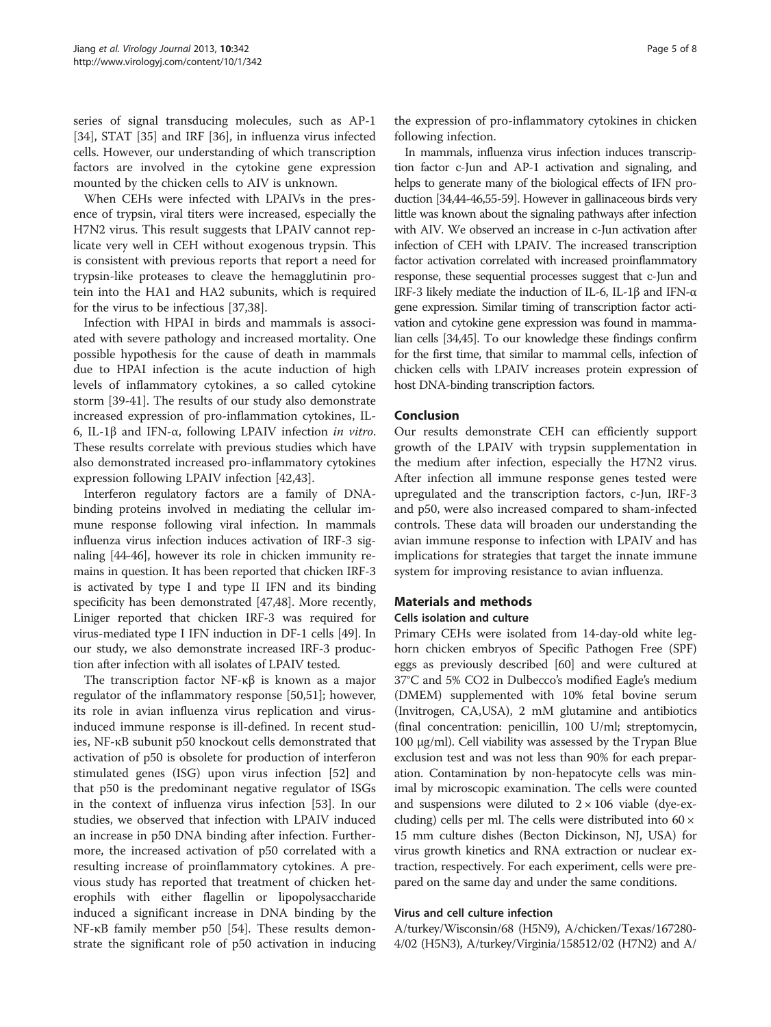series of signal transducing molecules, such as AP-1 [34], STAT [35] and IRF [36], in influenza virus infected cells. However, our understanding of which transcription factors are involved in the cytokine gene expression mounted by the chicken cells to AIV is unknown.

When CEHs were infected with LPAIVs in the presence of trypsin, viral titers were increased, especially the H7N2 virus. This result suggests that LPAIV cannot replicate very well in CEH without exogenous trypsin. This is consistent with previous reports that report a need for trypsin-like proteases to cleave the hemagglutinin protein into the HA1 and HA2 subunits, which is required for the virus to be infectious [37,38].

Infection with HPAI in birds and mammals is associated with severe pathology and increased mortality. One possible hypothesis for the cause of death in mammals due to HPAI infection is the acute induction of high levels of inflammatory cytokines, a so called cytokine storm [39-41]. The results of our study also demonstrate increased expression of pro-inflammation cytokines, IL-6, IL-1β and IFN-α, following LPAIV infection *in vitro*. These results correlate with previous studies which have also demonstrated increased pro-inflammatory cytokines expression following LPAIV infection [42,43].

Interferon regulatory factors are a family of DNA-binding proteins involved in mediating the cellular immune response following viral infection. In mammals influenza virus infection induces activation of IRF-3 signaling [44-46], however its role in chicken immunity remains in question. It has been reported that chicken IRF-3 is activated by type I and type II IFN and its binding specificity has been demonstrated [47,48]. More recently, Liniger reported that chicken IRF-3 was required for virus-mediated type I IFN induction in DF-1 cells [49]. In our study, we also demonstrate increased IRF-3 production after infection with all isolates of LPAIV tested.

The transcription factor NF-κβ is known as a major regulator of the inflammatory response [50,51]; however, its role in avian influenza virus replication and virus-induced immune response is ill-defined. In recent studies, NF-κB subunit p50 knockout cells demonstrated that activation of p50 is obsolete for production of interferon stimulated genes (ISG) upon virus infection [52] and that p50 is the predominant negative regulator of ISGs in the context of influenza virus infection [53]. In our studies, we observed that infection with LPAIV induced an increase in p50 DNA binding after infection. Furthermore, the increased activation of p50 correlated with a resulting increase of proinflammatory cytokines. A previous study has reported that treatment of chicken heterophils with either flagellin or lipopolysaccharide induced a significant increase in DNA binding by the NF-κB family member p50 [54]. These results demonstrate the significant role of p50 activation in inducing the expression of pro-inflammatory cytokines in chicken following infection.

In mammals, influenza virus infection induces transcription factor c-Jun and AP-1 activation and signaling, and helps to generate many of the biological effects of IFN production [34,44-46,55-59]. However in gallinaceous birds very little was known about the signaling pathways after infection with AIV. We observed an increase in c-Jun activation after infection of CEH with LPAIV. The increased transcription factor activation correlated with increased proinflammatory response, these sequential processes suggest that c-Jun and IRF-3 likely mediate the induction of IL-6, IL-1β and IFN-α gene expression. Similar timing of transcription factor activation and cytokine gene expression was found in mammalian cells [34,45]. To our knowledge these findings confirm for the first time, that similar to mammal cells, infection of chicken cells with LPAIV increases protein expression of host DNA-binding transcription factors.

## Conclusion

Our results demonstrate CEH can efficiently support growth of the LPAIV with trypsin supplementation in the medium after infection, especially the H7N2 virus. After infection all immune response genes tested were upregulated and the transcription factors, c-Jun, IRF-3 and p50, were also increased compared to sham-infected controls. These data will broaden our understanding the avian immune response to infection with LPAIV and has implications for strategies that target the innate immune system for improving resistance to avian influenza.

## Materials and methods

### Cells isolation and culture

Primary CEHs were isolated from 14-day-old white leghorn chicken embryos of Specific Pathogen Free (SPF) eggs as previously described [60] and were cultured at 37°C and 5% CO2 in Dulbecco's modified Eagle's medium (DMEM) supplemented with 10% fetal bovine serum (Invitrogen, CA,USA), 2 mM glutamine and antibiotics (final concentration: penicillin, 100 U/ml; streptomycin, 100 μg/ml). Cell viability was assessed by the Trypan Blue exclusion test and was not less than 90% for each preparation. Contamination by non-hepatocyte cells was minimal by microscopic examination. The cells were counted and suspensions were diluted to $2 \times 10^6$ viable (dye-excluding) cells per ml. The cells were distributed into 60 × 15 mm culture dishes (Becton Dickinson, NJ, USA) for virus growth kinetics and RNA extraction or nuclear extraction, respectively. For each experiment, cells were prepared on the same day and under the same conditions.

### Virus and cell culture infection

A/turkey/Wisconsin/68 (H5N9), A/chicken/Texas/167280-4/02 (H5N3), A/turkey/Virginia/158512/02 (H7N2) and A/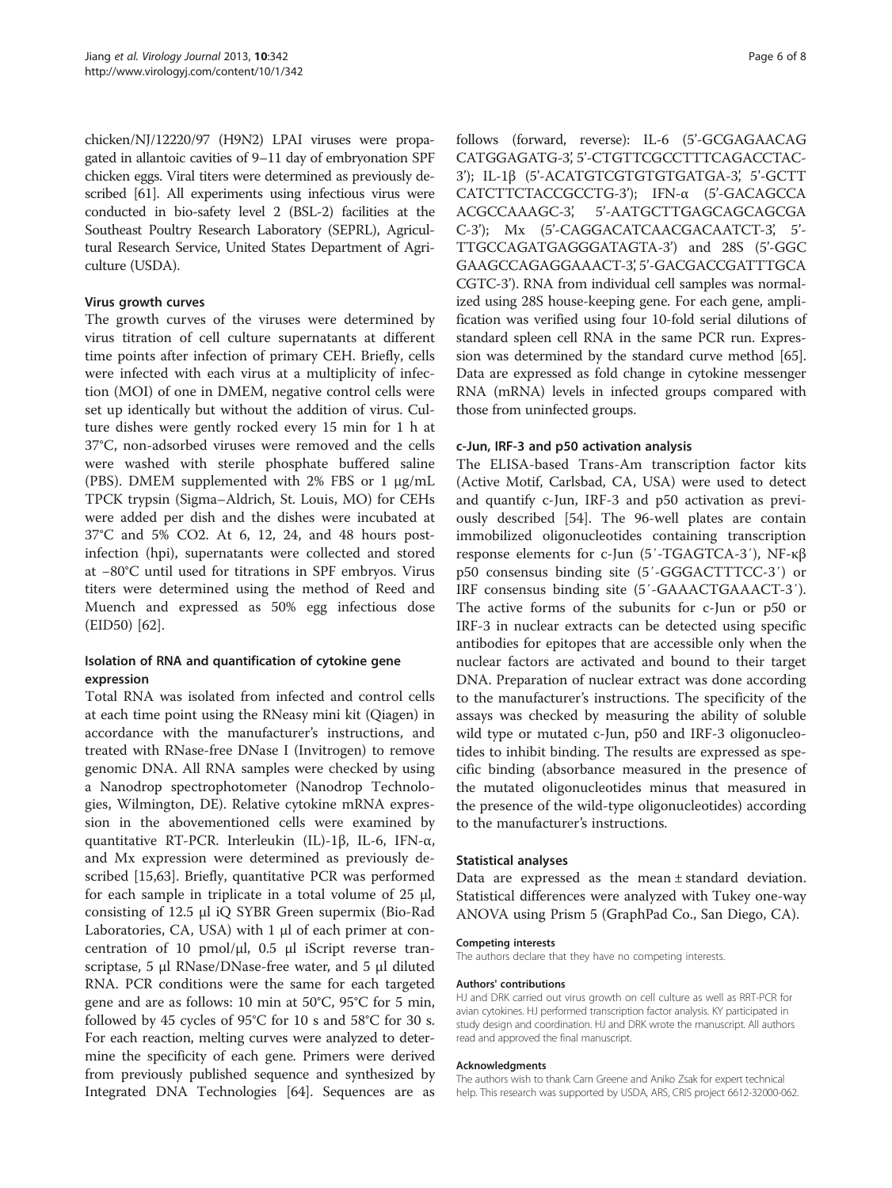chicken/NJ/12220/97 (H9N2) LPAI viruses were propagated in allantoic cavities of 9–11 day of embryonation SPF chicken eggs. Viral titers were determined as previously described [61]. All experiments using infectious virus were conducted in bio-safety level 2 (BSL-2) facilities at the Southeast Poultry Research Laboratory (SEPRL), Agricultural Research Service, United States Department of Agriculture (USDA).

#### Virus growth curves

The growth curves of the viruses were determined by virus titration of cell culture supernatants at different time points after infection of primary CEH. Briefly, cells were infected with each virus at a multiplicity of infection (MOI) of one in DMEM, negative control cells were set up identically but without the addition of virus. Culture dishes were gently rocked every 15 min for 1 h at 37°C, non-adsorbed viruses were removed and the cells were washed with sterile phosphate buffered saline (PBS). DMEM supplemented with 2% FBS or 1 μg/mL TPCK trypsin (Sigma–Aldrich, St. Louis, MO) for CEHs were added per dish and the dishes were incubated at 37°C and 5% $CO_2$. At 6, 12, 24, and 48 hours post-infection (hpi), supernatants were collected and stored at −80°C until used for titrations in SPF embryos. Virus titers were determined using the method of Reed and Muench and expressed as 50% egg infectious dose ($EID_{50}$) [62].

#### Isolation of RNA and quantification of cytokine gene expression

Total RNA was isolated from infected and control cells at each time point using the RNeasy mini kit (Qiagen) in accordance with the manufacturer's instructions, and treated with RNase-free DNase I (Invitrogen) to remove genomic DNA. All RNA samples were checked by using a Nanodrop spectrophotometer (Nanodrop Technologies, Wilmington, DE). Relative cytokine mRNA expression in the abovementioned cells were examined by quantitative RT-PCR. Interleukin (IL)-1β, IL-6, IFN-α, and Mx expression were determined as previously described [15,63]. Briefly, quantitative PCR was performed for each sample in triplicate in a total volume of 25 μl, consisting of 12.5 μl iQ SYBR Green supermix (Bio-Rad Laboratories, CA, USA) with 1 μl of each primer at concentration of 10 pmol/μl, 0.5 μl iScript reverse transcriptase, 5 μl RNase/DNase-free water, and 5 μl diluted RNA. PCR conditions were the same for each targeted gene and are as follows: 10 min at 50°C, 95°C for 5 min, followed by 45 cycles of 95°C for 10 s and 58°C for 30 s. For each reaction, melting curves were analyzed to determine the specificity of each gene. Primers were derived from previously published sequence and synthesized by Integrated DNA Technologies [64]. Sequences are as follows (forward, reverse): IL-6 (5'-GCGAGAACAGCATGGAGATG-3', 5'-CTGTTCGCCTTTCAGACCTAC-3'); IL-1β (5'-ACATGTCGTGTGTGATGA-3', 5'-GCTTCATCTTCTACCGCCTG-3'); IFN-α (5'-GACAGCCAACGCCAAAGC-3', 5'-AATGCTTGAGCAGCAGCGAC-3'); Mx (5'-CAGGACATCAACGACAATCT-3', 5'-TTGCCAGATGAGGGATAGTA-3') and 28S (5'-GGCGAAGCCAGAGGAAACT-3', 5'-GACGACCGATTTGCACGTC-3'). RNA from individual cell samples was normalized using 28S house-keeping gene. For each gene, amplification was verified using four 10-fold serial dilutions of standard spleen cell RNA in the same PCR run. Expression was determined by the standard curve method [65]. Data are expressed as fold change in cytokine messenger RNA (mRNA) levels in infected groups compared with those from uninfected groups.

#### c-Jun, IRF-3 and p50 activation analysis

The ELISA-based Trans-Am transcription factor kits (Active Motif, Carlsbad, CA, USA) were used to detect and quantify c-Jun, IRF-3 and p50 activation as previously described [54]. The 96-well plates are contain immobilized oligonucleotides containing transcription response elements for c-Jun (5′-TGAGTCA-3′), NF-κβ p50 consensus binding site (5′-GGGACTTTCC-3′) or IRF consensus binding site (5′-GAAACTGAAACT-3′). The active forms of the subunits for c-Jun or p50 or IRF-3 in nuclear extracts can be detected using specific antibodies for epitopes that are accessible only when the nuclear factors are activated and bound to their target DNA. Preparation of nuclear extract was done according to the manufacturer's instructions. The specificity of the assays was checked by measuring the ability of soluble wild type or mutated c-Jun, p50 and IRF-3 oligonucleotides to inhibit binding. The results are expressed as specific binding (absorbance measured in the presence of the mutated oligonucleotides minus that measured in the presence of the wild-type oligonucleotides) according to the manufacturer's instructions.

#### Statistical analyses

Data are expressed as the mean ± standard deviation. Statistical differences were analyzed with Tukey one-way ANOVA using Prism 5 (GraphPad Co., San Diego, CA).

##### Competing interests

The authors declare that they have no competing interests.

##### Authors' contributions

HJ and DRK carried out virus growth on cell culture as well as RRT-PCR for avian cytokines. HJ performed transcription factor analysis. KY participated in study design and coordination. HJ and DRK wrote the manuscript. All authors read and approved the final manuscript.

##### Acknowledgments

The authors wish to thank Cam Greene and Aniko Zsak for expert technical help. This research was supported by USDA, ARS, CRIS project 6612-32000-062.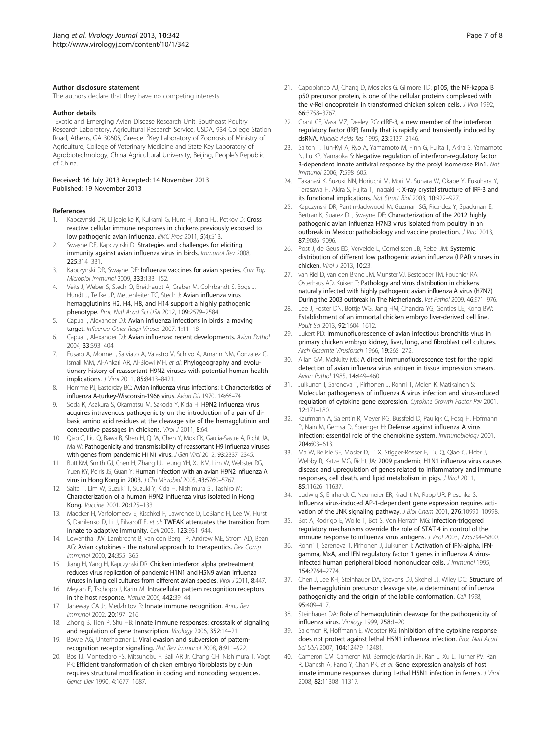#### Author disclosure statement

The authors declare that they have no competing interests.

#### Author details

[1]Exotic and Emerging Avian Disease Research Unit, Southeast Poultry Research Laboratory, Agricultural Research Service, USDA, 934 College Station Road, Athens, GA 30605, Greece. [2]Key Laboratory of Zoonosis of Ministry of Agriculture, College of Veterinary Medicine and State Key Laboratory of Agrobiotechnology, China Agricultural University, Beijing, People's Republic of China.

Received: 16 July 2013 Accepted: 14 November 2013
Published: 19 November 2013

#### References

1. Kapczynski DR, Liljebjelke K, Kulkarni G, Hunt H, Jiang HJ, Petkov D: **Cross reactive cellular immune responses in chickens previously exposed to low pathogenic avian influenza.** *BMC Proc* 2011, **5**(4):S13.
2. Swayne DE, Kapczynski D: **Strategies and challenges for eliciting immunity against avian influenza virus in birds.** *Immunol Rev* 2008, **225:**314–331.
3. Kapczynski DR, Swayne DE: **Influenza vaccines for avian species.** *Curr Top Microbiol Immunol* 2009, **333:**133–152.
4. Veits J, Weber S, Stech O, Breithaupt A, Graber M, Gohrbandt S, Bogs J, Hundt J, Teifke JP, Mettenleiter TC, Stech J: **Avian influenza virus hemagglutinins H2, H4, H8, and H14 support a highly pathogenic phenotype.** *Proc Natl Acad Sci USA* 2012, **109:**2579–2584.
5. Capua I, Alexander DJ: **Avian influenza infections in birds–a moving target.** *Influenza Other Respi Viruses* 2007, **1:**11–18.
6. Capua I, Alexander DJ: **Avian influenza: recent developments.** *Avian Pathol* 2004, **33:**393–404.
7. Fusaro A, Monne I, Salviato A, Valastro V, Schivo A, Amarin NM, Gonzalez C, Ismail MM, Al-Ankari AR, Al-Blowi MH, *et al*: **Phylogeography and evolutionary history of reassortant H9N2 viruses with potential human health implications.** *J Virol* 2011, **85:**8413–8421.
8. Homme PJ, Easterday BC: **Avian influenza virus infections: I: Characteristics of influenza A-turkey-Wisconsin-1966 virus.** *Avian Dis* 1970, **14:**66–74.
9. Soda K, Asakura S, Okamatsu M, Sakoda Y, Kida H: **H9N2 influenza virus acquires intravenous pathogenicity on the introduction of a pair of di-basic amino acid residues at the cleavage site of the hemagglutinin and consecutive passages in chickens.** *Virol J* 2011, **8:**64.
10. Qiao C, Liu Q, Bawa B, Shen H, Qi W, Chen Y, Mok CK, Garcia-Sastre A, Richt JA, Ma W: **Pathogenicity and transmissibility of reassortant H9 influenza viruses with genes from pandemic H1N1 virus.** *J Gen Virol* 2012, **93:**2337–2345.
11. Butt KM, Smith GJ, Chen H, Zhang LJ, Leung YH, Xu KM, Lim W, Webster RG, Yuen KY, Peiris JS, Guan Y: **Human infection with an avian H9N2 influenza A virus in Hong Kong in 2003.** *J Clin Microbiol* 2005, **43:**5760–5767.
12. Saito T, Lim W, Suzuki T, Suzuki Y, Kida H, Nishimura SI, Tashiro M: **Characterization of a human H9N2 influenza virus isolated in Hong Kong.** *Vaccine* 2001, **20:**125–133.
13. Maecker H, Varfolomeev E, Kischkel F, Lawrence D, LeBlanc H, Lee W, Hurst S, Danilenko D, Li J, Filvaroff E, *et al*: **TWEAK attenuates the transition from innate to adaptive immunity.** *Cell* 2005, **123:**931–944.
14. Lowenthal JW, Lambrecht B, van den Berg TP, Andrew ME, Strom AD, Bean AG: **Avian cytokines - the natural approach to therapeutics.** *Dev Comp Immunol* 2000, **24:**355–365.
15. Jiang H, Yang H, Kapczynski DR: **Chicken interferon alpha pretreatment reduces virus replication of pandemic H1N1 and H5N9 avian influenza viruses in lung cell cultures from different avian species.** *Virol J* 2011, **8:**447.
16. Meylan E, Tschopp J, Karin M: **Intracellular pattern recognition receptors in the host response.** *Nature* 2006, **442:**39–44.
17. Janeway CA Jr, Medzhitov R: **Innate immune recognition.** *Annu Rev Immunol* 2002, **20:**197–216.
18. Zhong B, Tien P, Shu HB: **Innate immune responses: crosstalk of signaling and regulation of gene transcription.** *Virology* 2006, **352:**14–21.
19. Bowie AG, Unterholzner L: **Viral evasion and subversion of pattern-recognition receptor signalling.** *Nat Rev Immunol* 2008, **8:**911–922.
20. Bos TJ, Monteclaro FS, Mitsunobu F, Ball AR Jr, Chang CH, Nishimura T, Vogt PK: **Efficient transformation of chicken embryo fibroblasts by c-Jun requires structural modification in coding and noncoding sequences.** *Genes Dev* 1990, **4:**1677–1687.
21. Capobianco AJ, Chang D, Mosialos G, Gilmore TD: **p105, the NF-kappa B p50 precursor protein, is one of the cellular proteins complexed with the v-Rel oncoprotein in transformed chicken spleen cells.** *J Virol* 1992, **66:**3758–3767.
22. Grant CE, Vasa MZ, Deeley RG: **cIRF-3, a new member of the interferon regulatory factor (IRF) family that is rapidly and transiently induced by dsRNA.** *Nucleic Acids Res* 1995, **23:**2137–2146.
23. Saitoh T, Tun-Kyi A, Ryo A, Yamamoto M, Finn G, Fujita T, Akira S, Yamamoto N, Lu KP, Yamaoka S: **Negative regulation of interferon-regulatory factor 3-dependent innate antiviral response by the prolyl isomerase Pin1.** *Nat Immunol* 2006, **7:**598–605.
24. Takahasi K, Suzuki NN, Horiuchi M, Mori M, Suhara W, Okabe Y, Fukuhara Y, Terasawa H, Akira S, Fujita T, Inagaki F: **X-ray crystal structure of IRF-3 and its functional implications.** *Nat Struct Biol* 2003, **10:**922–927.
25. Kapczynski DR, Pantin-Jackwood M, Guzman SG, Ricardez Y, Spackman E, Bertran K, Suarez DL, Swayne DE: **Characterization of the 2012 highly pathogenic avian influenza H7N3 virus isolated from poultry in an outbreak in Mexico: pathobiology and vaccine protection.** *J Virol* 2013, **87:**9086–9096.
26. Post J, de Geus ED, Vervelde L, Cornelissen JB, Rebel JM: **Systemic distribution of different low pathogenic avian influenza (LPAI) viruses in chicken.** *Virol J* 2013, **10:**23.
27. van Riel D, van den Brand JM, Munster VJ, Besteboer TM, Fouchier RA, Osterhaus AD, Kuiken T: **Pathology and virus distribution in chickens naturally infected with highly pathogenic avian influenza A virus (H7N7) During the 2003 outbreak in The Netherlands.** *Vet Pathol* 2009, **46:**971–976.
28. Lee J, Foster DN, Bottje WG, Jang HM, Chandra YG, Gentles LE, Kong BW: **Establishment of an immortal chicken embryo liver-derived cell line.** *Poult Sci* 2013, **92:**1604–1612.
29. Lukert PD: **Immunofluorescence of avian infectious bronchitis virus in primary chicken embryo kidney, liver, lung, and fibroblast cell cultures.** *Arch Gesamte Virusforsch* 1966, **19:**265–272.
30. Allan GM, McNulty MS: **A direct immunofluorescence test for the rapid detection of avian influenza virus antigen in tissue impression smears.** *Avian Pathol* 1985, **14:**449–460.
31. Julkunen I, Sareneva T, Pirhonen J, Ronni T, Melen K, Matikainen S: **Molecular pathogenesis of influenza A virus infection and virus-induced regulation of cytokine gene expression.** *Cytokine Growth Factor Rev* 2001, **12:**171–180.
32. Kaufmann A, Salentin R, Meyer RG, Bussfeld D, Pauligk C, Fesq H, Hofmann P, Nain M, Gemsa D, Sprenger H: **Defense against influenza A virus infection: essential role of the chemokine system.** *Immunobiology* 2001, **204:**603–613.
33. Ma W, Belisle SE, Mosier D, Li X, Stigger-Rosser E, Liu Q, Qiao C, Elder J, Webby R, Katze MG, Richt JA: **2009 pandemic H1N1 influenza virus causes disease and upregulation of genes related to inflammatory and immune responses, cell death, and lipid metabolism in pigs.** *J Virol* 2011, **85:**11626–11637.
34. Ludwig S, Ehrhardt C, Neumeier ER, Kracht M, Rapp UR, Pleschka S: **Influenza virus-induced AP-1-dependent gene expression requires activation of the JNK signaling pathway.** *J Biol Chem* 2001, **276:**10990–10998.
35. Bot A, Rodrigo E, Wolfe T, Bot S, Von Herrath MG: **Infection-triggered regulatory mechanisms override the role of STAT 4 in control of the immune response to influenza virus antigens.** *J Virol* 2003, **77:**5794–5800.
36. Ronni T, Sareneva T, Pirhonen J, Julkunen I: **Activation of IFN-alpha, IFN-gamma, MxA, and IFN regulatory factor 1 genes in influenza A virus-infected human peripheral blood mononuclear cells.** *J Immunol* 1995, **154:**2764–2774.
37. Chen J, Lee KH, Steinhauer DA, Stevens DJ, Skehel JJ, Wiley DC: **Structure of the hemagglutinin precursor cleavage site, a determinant of influenza pathogenicity and the origin of the labile conformation.** *Cell* 1998, **95:**409–417.
38. Steinhauer DA: **Role of hemagglutinin cleavage for the pathogenicity of influenza virus.** *Virology* 1999, **258:**1–20.
39. Salomon R, Hoffmann E, Webster RG: **Inhibition of the cytokine response does not protect against lethal H5N1 influenza infection.** *Proc Natl Acad Sci USA* 2007, **104:**12479–12481.
40. Cameron CM, Cameron MJ, Bermejo-Martin JF, Ran L, Xu L, Turner PV, Ran R, Danesh A, Fang Y, Chan PK, *et al*: **Gene expression analysis of host innate immune responses during Lethal H5N1 infection in ferrets.** *J Virol* 2008, **82:**11308–11317.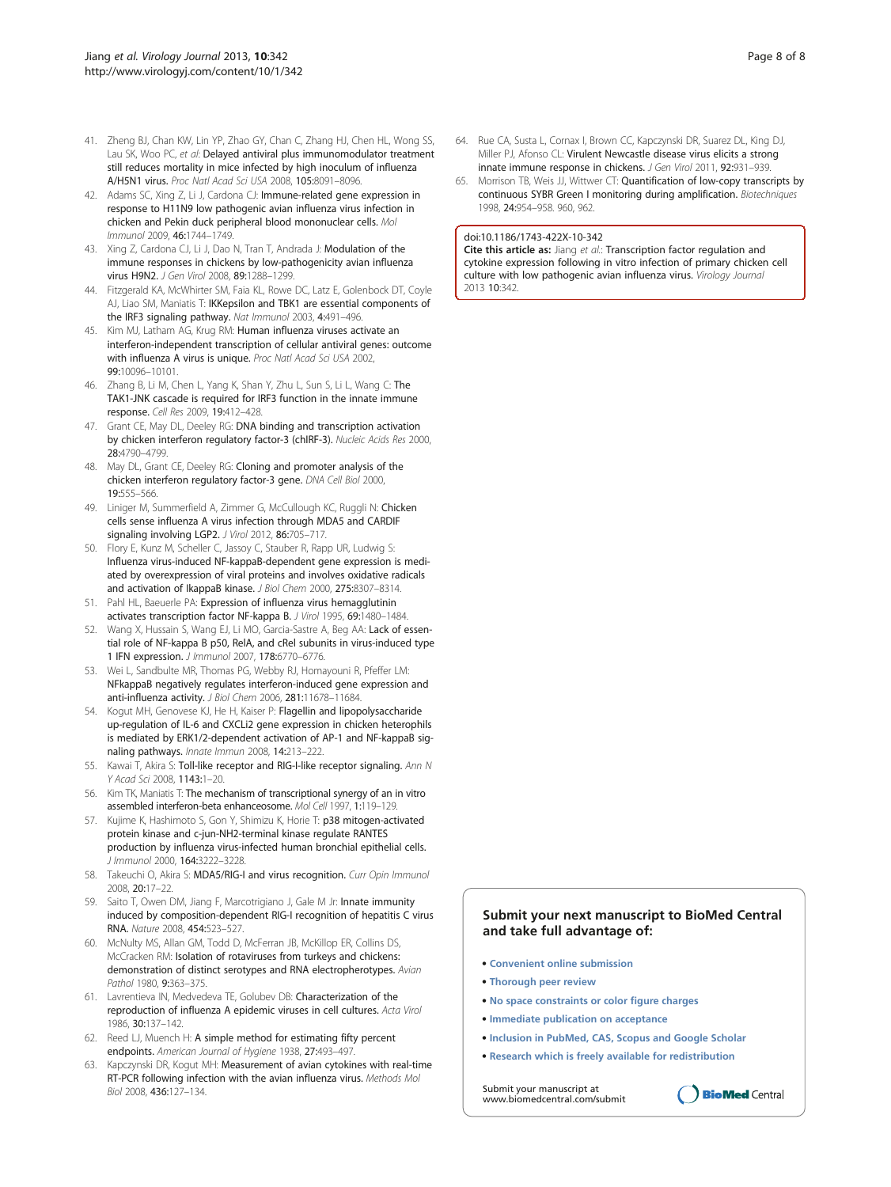41. Zheng BJ, Chan KW, Lin YP, Zhao GY, Chan C, Zhang HJ, Chen HL, Wong SS, Lau SK, Woo PC, *et al*: **Delayed antiviral plus immunomodulator treatment still reduces mortality in mice infected by high inoculum of influenza A/H5N1 virus.** *Proc Natl Acad Sci USA* 2008, **105:**8091–8096.
42. Adams SC, Xing Z, Li J, Cardona CJ: **Immune-related gene expression in response to H11N9 low pathogenic avian influenza virus infection in chicken and Pekin duck peripheral blood mononuclear cells.** *Mol Immunol* 2009, **46:**1744–1749.
43. Xing Z, Cardona CJ, Li J, Dao N, Tran T, Andrada J: **Modulation of the immune responses in chickens by low-pathogenicity avian influenza virus H9N2.** *J Gen Virol* 2008, **89:**1288–1299.
44. Fitzgerald KA, McWhirter SM, Faia KL, Rowe DC, Latz E, Golenbock DT, Coyle AJ, Liao SM, Maniatis T: **IKKepsilon and TBK1 are essential components of the IRF3 signaling pathway.** *Nat Immunol* 2003, **4:**491–496.
45. Kim MJ, Latham AG, Krug RM: **Human influenza viruses activate an interferon-independent transcription of cellular antiviral genes: outcome with influenza A virus is unique.** *Proc Natl Acad Sci USA* 2002, **99:**10096–10101.
46. Zhang B, Li M, Chen L, Yang K, Shan Y, Zhu L, Sun S, Li L, Wang C: **The TAK1-JNK cascade is required for IRF3 function in the innate immune response.** *Cell Res* 2009, **19:**412–428.
47. Grant CE, May DL, Deeley RG: **DNA binding and transcription activation by chicken interferon regulatory factor-3 (chIRF-3).** *Nucleic Acids Res* 2000, **28:**4790–4799.
48. May DL, Grant CE, Deeley RG: **Cloning and promoter analysis of the chicken interferon regulatory factor-3 gene.** *DNA Cell Biol* 2000, **19:**555–566.
49. Liniger M, Summerfield A, Zimmer G, McCullough KC, Ruggli N: **Chicken cells sense influenza A virus infection through MDA5 and CARDIF signaling involving LGP2.** *J Virol* 2012, **86:**705–717.
50. Flory E, Kunz M, Scheller C, Jassoy C, Stauber R, Rapp UR, Ludwig S: **Influenza virus-induced NF-kappaB-dependent gene expression is mediated by overexpression of viral proteins and involves oxidative radicals and activation of IkappaB kinase.** *J Biol Chem* 2000, **275:**8307–8314.
51. Pahl HL, Baeuerle PA: **Expression of influenza virus hemagglutinin activates transcription factor NF-kappa B.** *J Virol* 1995, **69:**1480–1484.
52. Wang X, Hussain S, Wang EJ, Li MO, Garcia-Sastre A, Beg AA: **Lack of essential role of NF-kappa B p50, RelA, and cRel subunits in virus-induced type 1 IFN expression.** *J Immunol* 2007, **178:**6770–6776.
53. Wei L, Sandbulte MR, Thomas PG, Webby RJ, Homayouni R, Pfeffer LM: **NFkappaB negatively regulates interferon-induced gene expression and anti-influenza activity.** *J Biol Chem* 2006, **281:**11678–11684.
54. Kogut MH, Genovese KJ, He H, Kaiser P: **Flagellin and lipopolysaccharide up-regulation of IL-6 and CXCLi2 gene expression in chicken heterophils is mediated by ERK1/2-dependent activation of AP-1 and NF-kappaB signaling pathways.** *Innate Immun* 2008, **14:**213–222.
55. Kawai T, Akira S: **Toll-like receptor and RIG-I-like receptor signaling.** *Ann N Y Acad Sci* 2008, **1143:**1–20.
56. Kim TK, Maniatis T: **The mechanism of transcriptional synergy of an in vitro assembled interferon-beta enhanceosome.** *Mol Cell* 1997, **1:**119–129.
57. Kujime K, Hashimoto S, Gon Y, Shimizu K, Horie T: **p38 mitogen-activated protein kinase and c-jun-NH2-terminal kinase regulate RANTES production by influenza virus-infected human bronchial epithelial cells.** *J Immunol* 2000, **164:**3222–3228.
58. Takeuchi O, Akira S: **MDA5/RIG-I and virus recognition.** *Curr Opin Immunol* 2008, **20:**17–22.
59. Saito T, Owen DM, Jiang F, Marcotrigiano J, Gale M Jr: **Innate immunity induced by composition-dependent RIG-I recognition of hepatitis C virus RNA.** *Nature* 2008, **454:**523–527.
60. McNulty MS, Allan GM, Todd D, McFerran JB, McKillop ER, Collins DS, McCracken RM: **Isolation of rotaviruses from turkeys and chickens: demonstration of distinct serotypes and RNA electropherotypes.** *Avian Pathol* 1980, **9:**363–375.
61. Lavrentieva IN, Medvedeva TE, Golubev DB: **Characterization of the reproduction of influenza A epidemic viruses in cell cultures.** *Acta Virol* 1986, **30:**137–142.
62. Reed LJ, Muench H: **A simple method for estimating fifty percent endpoints.** *American Journal of Hygiene* 1938, **27:**493–497.
63. Kapczynski DR, Kogut MH: **Measurement of avian cytokines with real-time RT-PCR following infection with the avian influenza virus.** *Methods Mol Biol* 2008, **436:**127–134.
64. Rue CA, Susta L, Cornax I, Brown CC, Kapczynski DR, Suarez DL, King DJ, Miller PJ, Afonso CL: **Virulent Newcastle disease virus elicits a strong innate immune response in chickens.** *J Gen Virol* 2011, **92:**931–939.
65. Morrison TB, Weis JJ, Wittwer CT: **Quantification of low-copy transcripts by continuous SYBR Green I monitoring during amplification.** *Biotechniques* 1998, **24:**954–958. 960, 962.

doi:10.1186/1743-422X-10-342
**Cite this article as:** Jiang *et al.*: Transcription factor regulation and cytokine expression following in vitro infection of primary chicken cell culture with low pathogenic avian influenza virus. *Virology Journal* 2013 **10**:342.

**Submit your next manuscript to BioMed Central and take full advantage of:**

- **Convenient online submission**
- **Thorough peer review**
- **No space constraints or color figure charges**
- **Immediate publication on acceptance**
- **Inclusion in PubMed, CAS, Scopus and Google Scholar**
- **Research which is freely available for redistribution**

Submit your manuscript at
www.biomedcentral.com/submit

BioMed Central